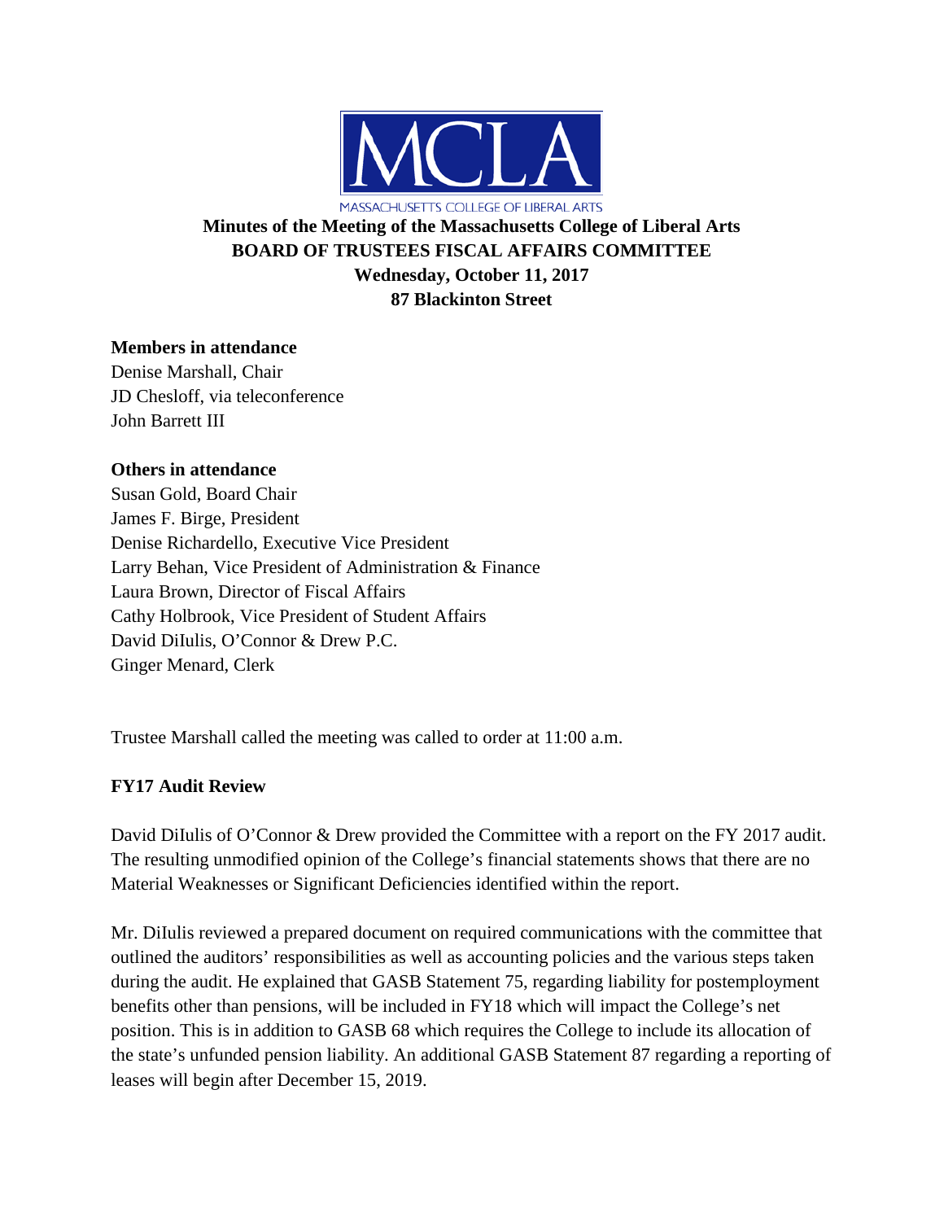MCLA

MASSACHUSETTS COLLEGE OF LIBERAL ARTS

**Minutes of the Meeting of the Massachusetts College of Liberal Arts**
**BOARD OF TRUSTEES FISCAL AFFAIRS COMMITTEE**
**Wednesday, October 11, 2017**
**87 Blackinton Street**

**Members in attendance**
Denise Marshall, Chair
JD Chesloff, via teleconference
John Barrett III

**Others in attendance**
Susan Gold, Board Chair
James F. Birge, President
Denise Richardello, Executive Vice President
Larry Behan, Vice President of Administration & Finance
Laura Brown, Director of Fiscal Affairs
Cathy Holbrook, Vice President of Student Affairs
David DiIulis, O'Connor & Drew P.C.
Ginger Menard, Clerk

Trustee Marshall called the meeting was called to order at 11:00 a.m.

**FY17 Audit Review**

David DiIulis of O'Connor & Drew provided the Committee with a report on the FY 2017 audit. The resulting unmodified opinion of the College's financial statements shows that there are no Material Weaknesses or Significant Deficiencies identified within the report.

Mr. DiIulis reviewed a prepared document on required communications with the committee that outlined the auditors' responsibilities as well as accounting policies and the various steps taken during the audit. He explained that GASB Statement 75, regarding liability for postemployment benefits other than pensions, will be included in FY18 which will impact the College's net position. This is in addition to GASB 68 which requires the College to include its allocation of the state's unfunded pension liability. An additional GASB Statement 87 regarding a reporting of leases will begin after December 15, 2019.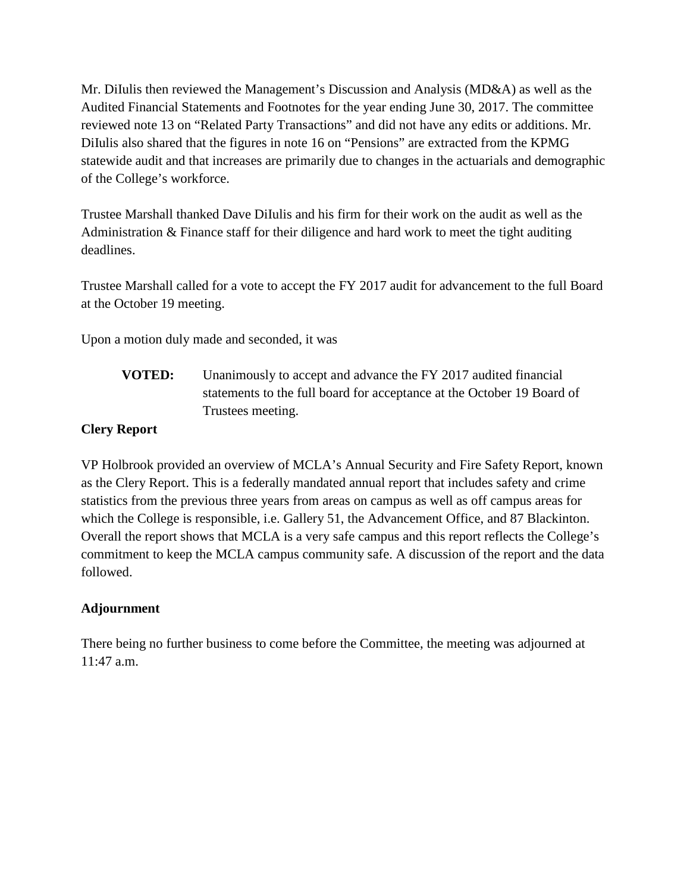Mr. DiIulis then reviewed the Management's Discussion and Analysis (MD&A) as well as the Audited Financial Statements and Footnotes for the year ending June 30, 2017. The committee reviewed note 13 on "Related Party Transactions" and did not have any edits or additions. Mr. DiIulis also shared that the figures in note 16 on "Pensions" are extracted from the KPMG statewide audit and that increases are primarily due to changes in the actuarials and demographic of the College's workforce.

Trustee Marshall thanked Dave DiIulis and his firm for their work on the audit as well as the Administration & Finance staff for their diligence and hard work to meet the tight auditing deadlines.

Trustee Marshall called for a vote to accept the FY 2017 audit for advancement to the full Board at the October 19 meeting.

Upon a motion duly made and seconded, it was

> **VOTED:** Unanimously to accept and advance the FY 2017 audited financial statements to the full board for acceptance at the October 19 Board of Trustees meeting.

**Clery Report**

VP Holbrook provided an overview of MCLA's Annual Security and Fire Safety Report, known as the Clery Report. This is a federally mandated annual report that includes safety and crime statistics from the previous three years from areas on campus as well as off campus areas for which the College is responsible, i.e. Gallery 51, the Advancement Office, and 87 Blackinton. Overall the report shows that MCLA is a very safe campus and this report reflects the College's commitment to keep the MCLA campus community safe. A discussion of the report and the data followed.

**Adjournment**

There being no further business to come before the Committee, the meeting was adjourned at 11:47 a.m.